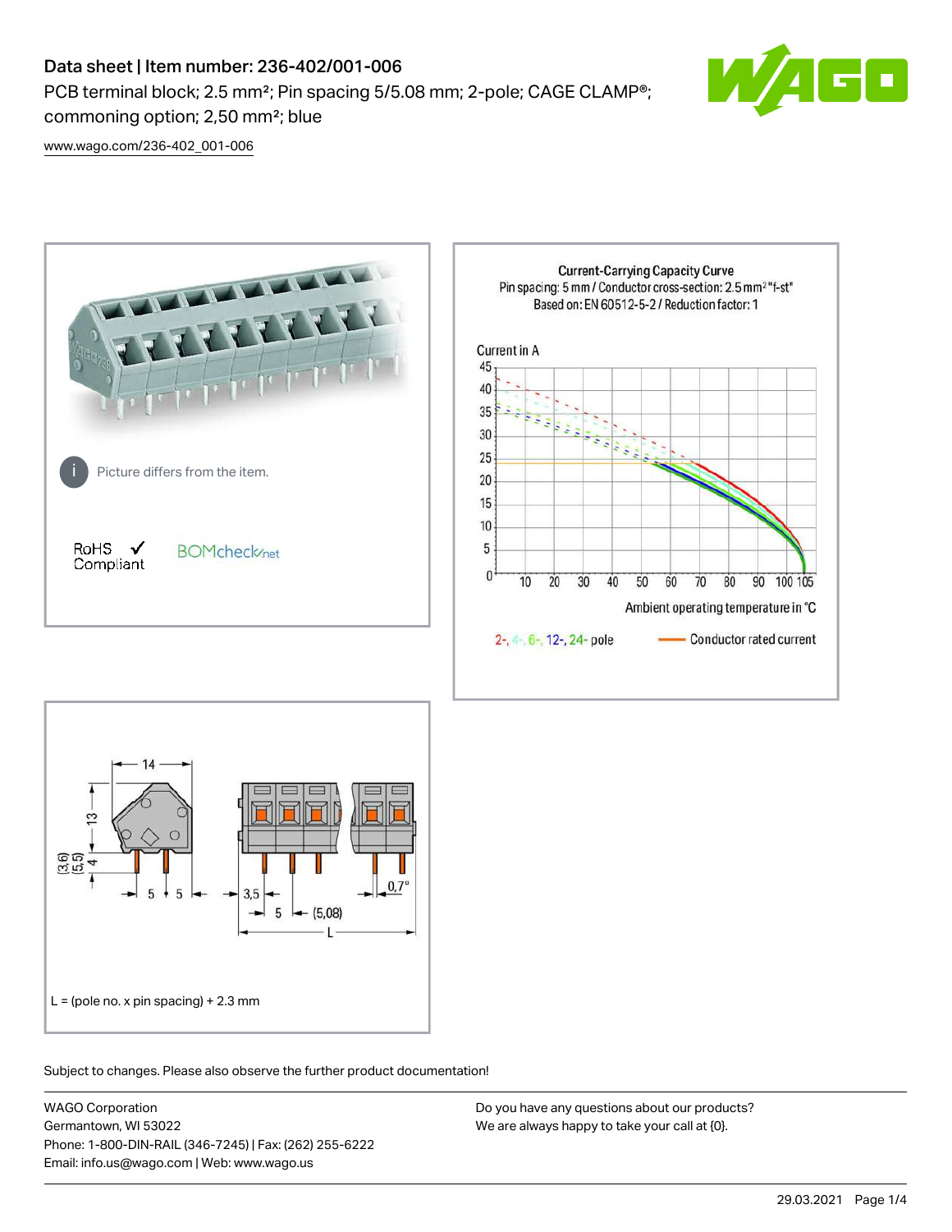# Data sheet | Item number: 236-402/001-006

PCB terminal block; 2.5 mm²; Pin spacing 5/5.08 mm; 2-pole; CAGE CLAMP®; commoning option; 2,50 mm²; blue

www.wago.com/236-402_001-006

Picture differs from the item.

RoHS ✓ Compliant

BOMcheck.net

Current-Carrying Capacity Curve
Pin spacing: 5 mm / Conductor cross-section: 2.5 mm² "f-st"
Based on: EN 60512-5-2 / Reduction factor: 1

Current in A

Ambient operating temperature in °C

2-, 4-, 6-, 12-, 24- pole — Conductor rated current

L = (pole no. x pin spacing) + 2.3 mm

Subject to changes. Please also observe the further product documentation!

WAGO Corporation
Germantown, WI 53022
Phone: 1-800-DIN-RAIL (346-7245) | Fax: (262) 255-6222
Email: info.us@wago.com | Web: www.wago.us

Do you have any questions about our products?
We are always happy to take your call at {0}.

29.03.2021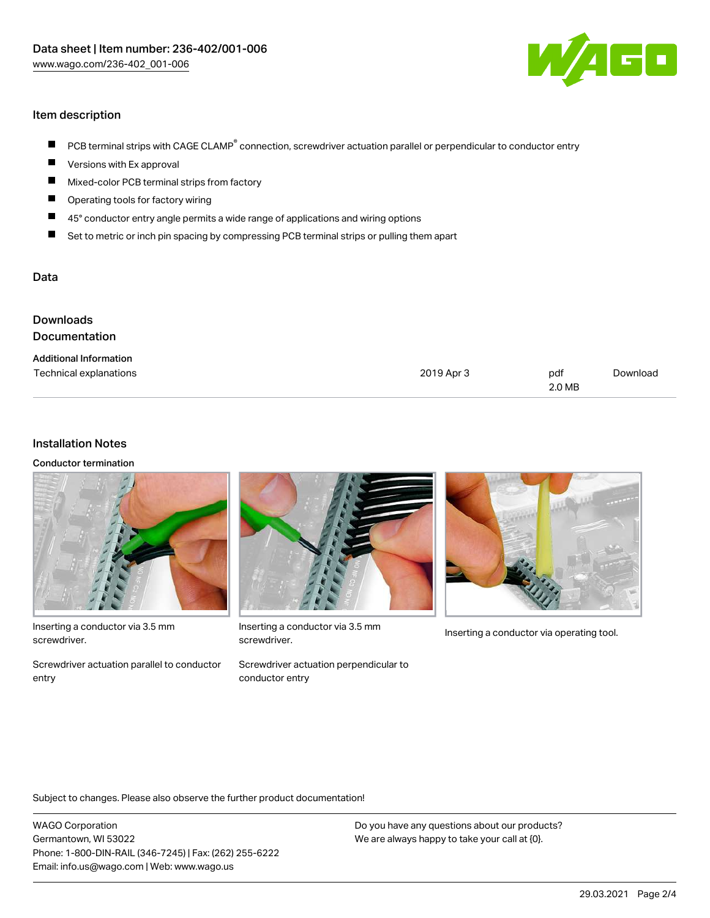Data sheet | Item number: 236-402/001-006
www.wago.com/236-402_001-006

## Item description

- PCB terminal strips with CAGE CLAMP® connection, screwdriver actuation parallel or perpendicular to conductor entry
- Versions with Ex approval
- Mixed-color PCB terminal strips from factory
- Operating tools for factory wiring
- 45° conductor entry angle permits a wide range of applications and wiring options
- Set to metric or inch pin spacing by compressing PCB terminal strips or pulling them apart

## Data

## Downloads

## Documentation

| Additional Information | | | |
|---|---|---|---|
| Technical explanations | 2019 Apr 3 | pdf 2.0 MB | Download |

## Installation Notes

### Conductor termination

Inserting a conductor via 3.5 mm screwdriver.

Screwdriver actuation parallel to conductor entry

Inserting a conductor via 3.5 mm screwdriver.

Screwdriver actuation perpendicular to conductor entry

Inserting a conductor via operating tool.

Subject to changes. Please also observe the further product documentation!

WAGO Corporation
Germantown, WI 53022
Phone: 1-800-DIN-RAIL (346-7245) | Fax: (262) 255-6222
Email: info.us@wago.com | Web: www.wago.us

Do you have any questions about our products?
We are always happy to take your call at {0}.

29.03.2021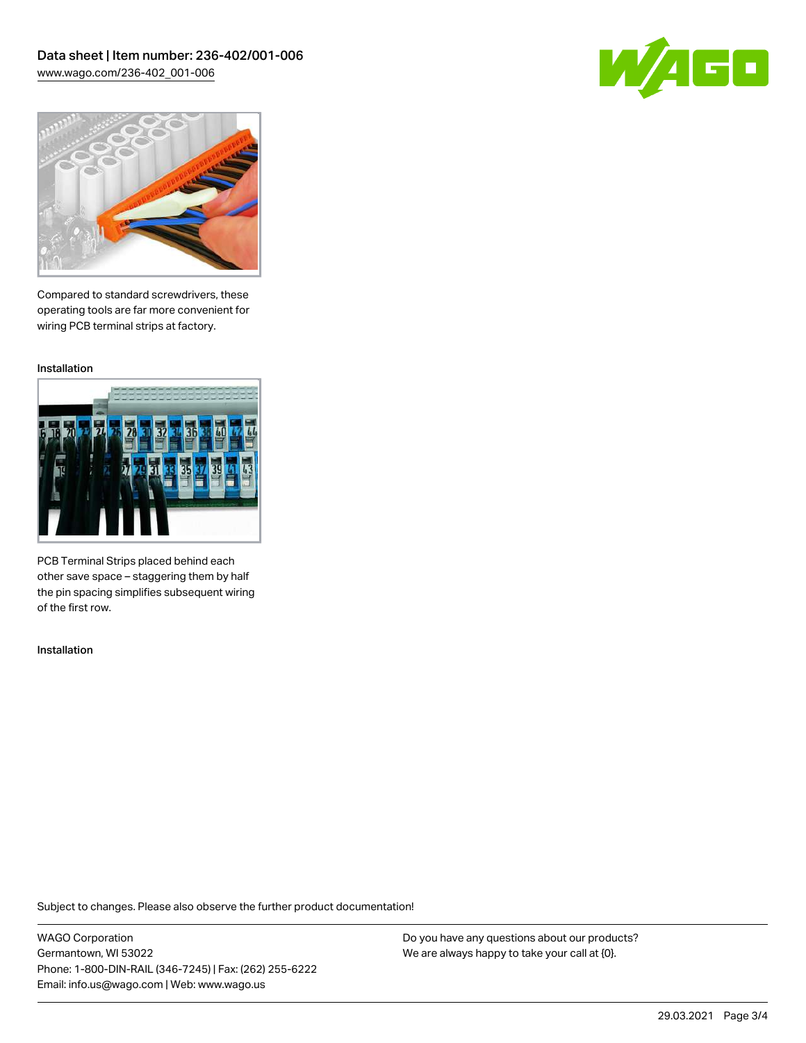Compared to standard screwdrivers, these operating tools are far more convenient for wiring PCB terminal strips at factory.

Installation

PCB Terminal Strips placed behind each other save space – staggering them by half the pin spacing simplifies subsequent wiring of the first row.

Installation

Subject to changes. Please also observe the further product documentation!

WAGO Corporation
Germantown, WI 53022
Phone: 1-800-DIN-RAIL (346-7245) | Fax: (262) 255-6222
Email: info.us@wago.com | Web: www.wago.us

Do you have any questions about our products?
We are always happy to take your call at {0}.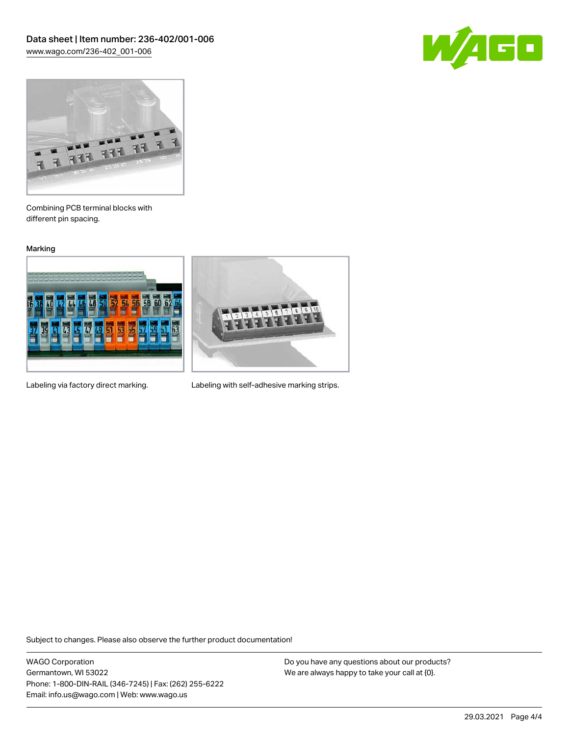Combining PCB terminal blocks with different pin spacing.

Marking

Labeling via factory direct marking.

Labeling with self-adhesive marking strips.

Subject to changes. Please also observe the further product documentation!

WAGO Corporation
Germantown, WI 53022
Phone: 1-800-DIN-RAIL (346-7245) | Fax: (262) 255-6222
Email: info.us@wago.com | Web: www.wago.us

Do you have any questions about our products?
We are always happy to take your call at {0}.